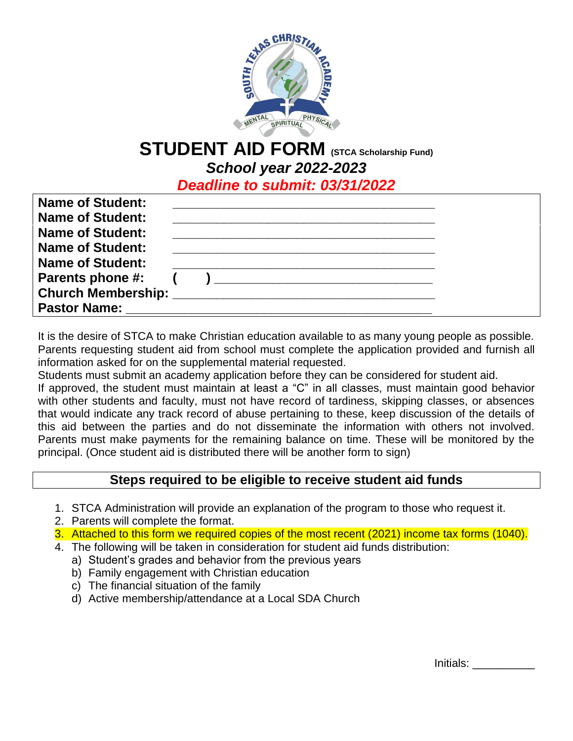# STUDENT AID FORM (STCA Scholarship Fund)

***School year 2022-2023***

***Deadline to submit: 03/31/2022***

**Name of Student:** ______________________________________

**Name of Student:** ______________________________________

**Name of Student:** ______________________________________

**Name of Student:** ______________________________________

**Name of Student:** ______________________________________

**Parents phone #:** ( ) _______________________________

**Church Membership:** ______________________________________

**Pastor Name:** ____________________________________________

It is the desire of STCA to make Christian education available to as many young people as possible. Parents requesting student aid from school must complete the application provided and furnish all information asked for on the supplemental material requested.

Students must submit an academy application before they can be considered for student aid.

If approved, the student must maintain at least a "C" in all classes, must maintain good behavior with other students and faculty, must not have record of tardiness, skipping classes, or absences that would indicate any track record of abuse pertaining to these, keep discussion of the details of this aid between the parties and do not disseminate the information with others not involved. Parents must make payments for the remaining balance on time. These will be monitored by the principal. (Once student aid is distributed there will be another form to sign)

## Steps required to be eligible to receive student aid funds

1. STCA Administration will provide an explanation of the program to those who request it.
2. Parents will complete the format.
3. Attached to this form we required copies of the most recent (2021) income tax forms (1040).
4. The following will be taken in consideration for student aid funds distribution:
   a) Student's grades and behavior from the previous years
   b) Family engagement with Christian education
   c) The financial situation of the family
   d) Active membership/attendance at a Local SDA Church

Initials: __________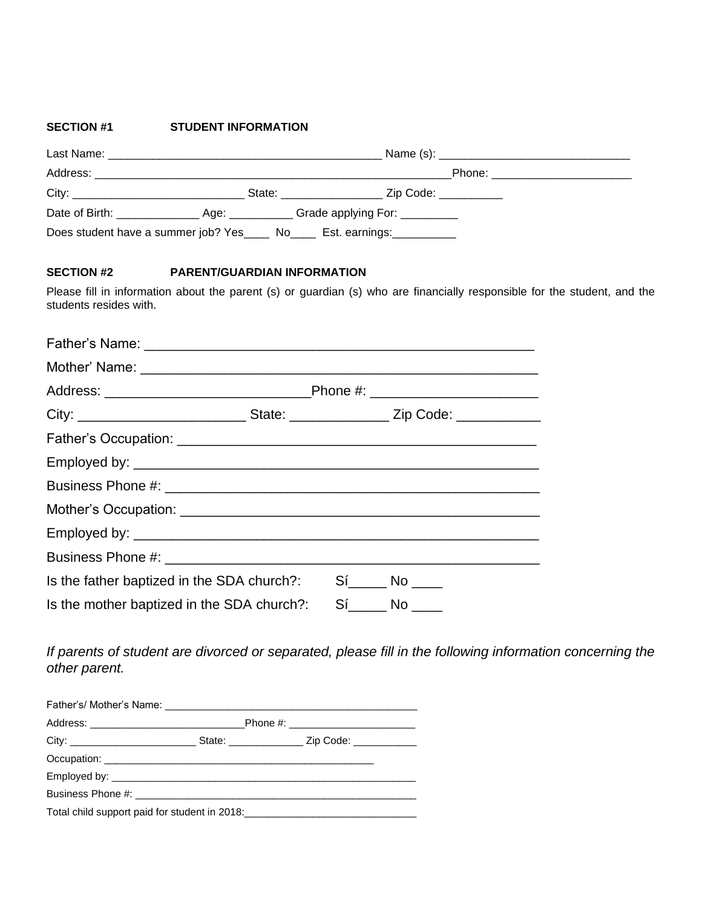**SECTION #1 STUDENT INFORMATION**

Last Name: ___________________________________________ Name (s): _____________________________

Address: _________________________________________________________Phone: _____________________

City: ___________________________ State: ________________ Zip Code: __________

Date of Birth: _____________ Age: __________ Grade applying For: _________

Does student have a summer job? Yes____ No____ Est. earnings:__________

**SECTION #2 PARENT/GUARDIAN INFORMATION**

Please fill in information about the parent (s) or guardian (s) who are financially responsible for the student, and the students resides with.

Father's Name: ___________________________________________________

Mother' Name: ____________________________________________________

Address: __________________________Phone #: ______________________

City: _____________________ State: _____________ Zip Code: ___________

Father's Occupation: ______________________________________________

Employed by: _____________________________________________________

Business Phone #: _________________________________________________

Mother's Occupation: ______________________________________________

Employed by: _____________________________________________________

Business Phone #: _________________________________________________

Is the father baptized in the SDA church?: Sí_____ No ____

Is the mother baptized in the SDA church?: Sí_____ No ____

*If parents of student are divorced or separated, please fill in the following information concerning the other parent.*

Father's/ Mother's Name: ____________________________________________

Address: ___________________________Phone #: ______________________

City: ______________________ State: _____________ Zip Code: ___________

Occupation: ________________________________________________

Employed by: _____________________________________________________

Business Phone #: _________________________________________________

Total child support paid for student in 2018:______________________________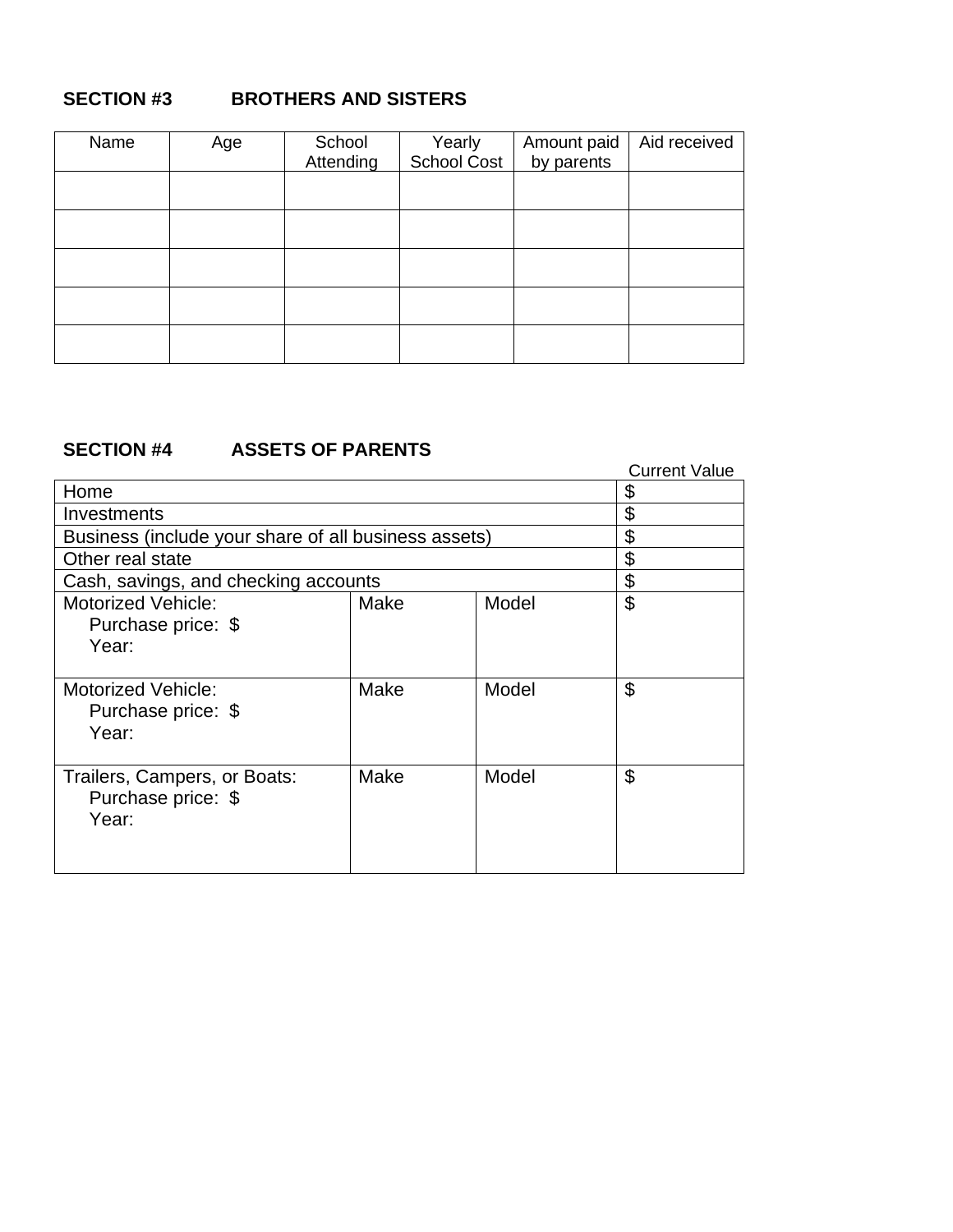## SECTION #3 BROTHERS AND SISTERS

| Name | Age | School Attending | Yearly School Cost | Amount paid by parents | Aid received |
|---|---|---|---|---|---|
| | | | | | |
| | | | | | |
| | | | | | |
| | | | | | |
| | | | | | |

## SECTION #4 ASSETS OF PARENTS

| | | | Current Value |
|---|---|---|---|
| Home | | | $ |
| Investments | | | $ |
| Business (include your share of all business assets) | | | $ |
| Other real state | | | $ |
| Cash, savings, and checking accounts | | | $ |
| Motorized Vehicle:<br>Purchase price: $<br>Year: | Make | Model | $ |
| Motorized Vehicle:<br>Purchase price: $<br>Year: | Make | Model | $ |
| Trailers, Campers, or Boats:<br>Purchase price: $<br>Year: | Make | Model | $ |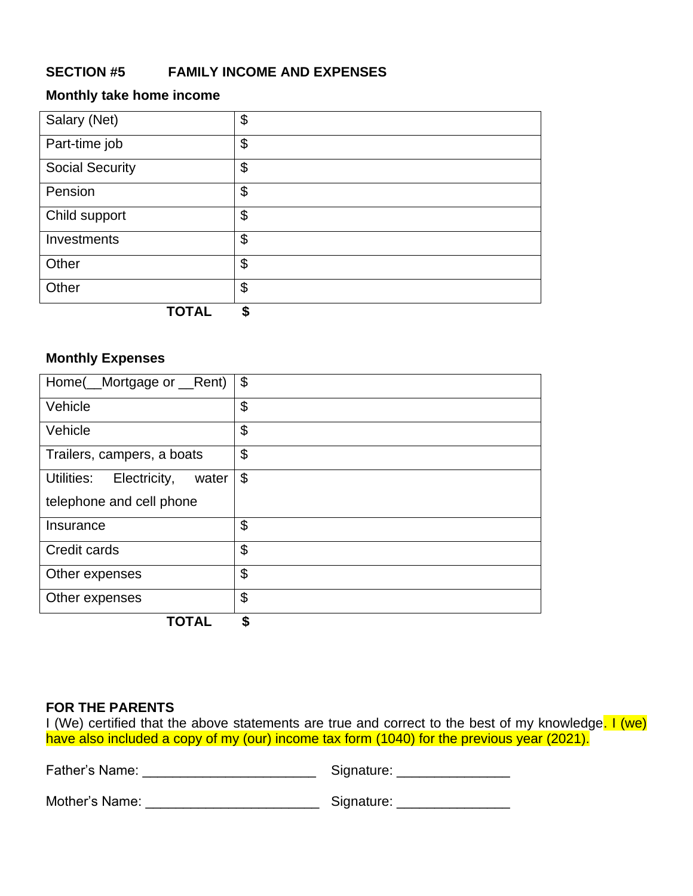**SECTION #5 FAMILY INCOME AND EXPENSES**

**Monthly take home income**

| | |
|---|---|
| Salary (Net) | $ |
| Part-time job | $ |
| Social Security | $ |
| Pension | $ |
| Child support | $ |
| Investments | $ |
| Other | $ |
| Other | $ |
| **TOTAL** | **$** |

**Monthly Expenses**

| | |
|---|---|
| Home(__Mortgage or __Rent) | $ |
| Vehicle | $ |
| Vehicle | $ |
| Trailers, campers, a boats | $ |
| Utilities: Electricity, water telephone and cell phone | $ |
| Insurance | $ |
| Credit cards | $ |
| Other expenses | $ |
| Other expenses | $ |
| **TOTAL** | **$** |

**FOR THE PARENTS**

I (We) certified that the above statements are true and correct to the best of my knowledge. I (we) have also included a copy of my (our) income tax form (1040) for the previous year (2021).

Father's Name: ______________________ Signature: ______________

Mother's Name: ______________________ Signature: ______________